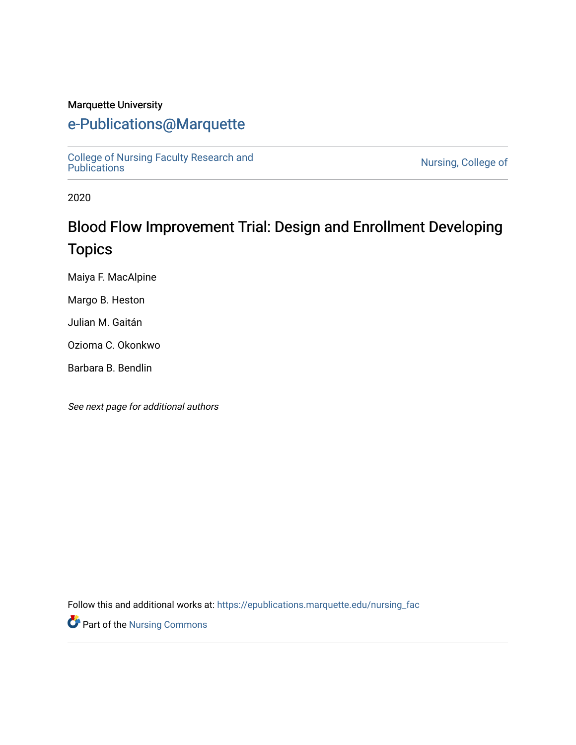Marquette University

# e-Publications@Marquette

College of Nursing Faculty Research and Publications | Nursing, College of

2020

## Blood Flow Improvement Trial: Design and Enrollment Developing Topics

Maiya F. MacAlpine

Margo B. Heston

Julian M. Gaitán

Ozioma C. Okonkwo

Barbara B. Bendlin

*See next page for additional authors*

Follow this and additional works at: https://epublications.marquette.edu/nursing_fac

Part of the Nursing Commons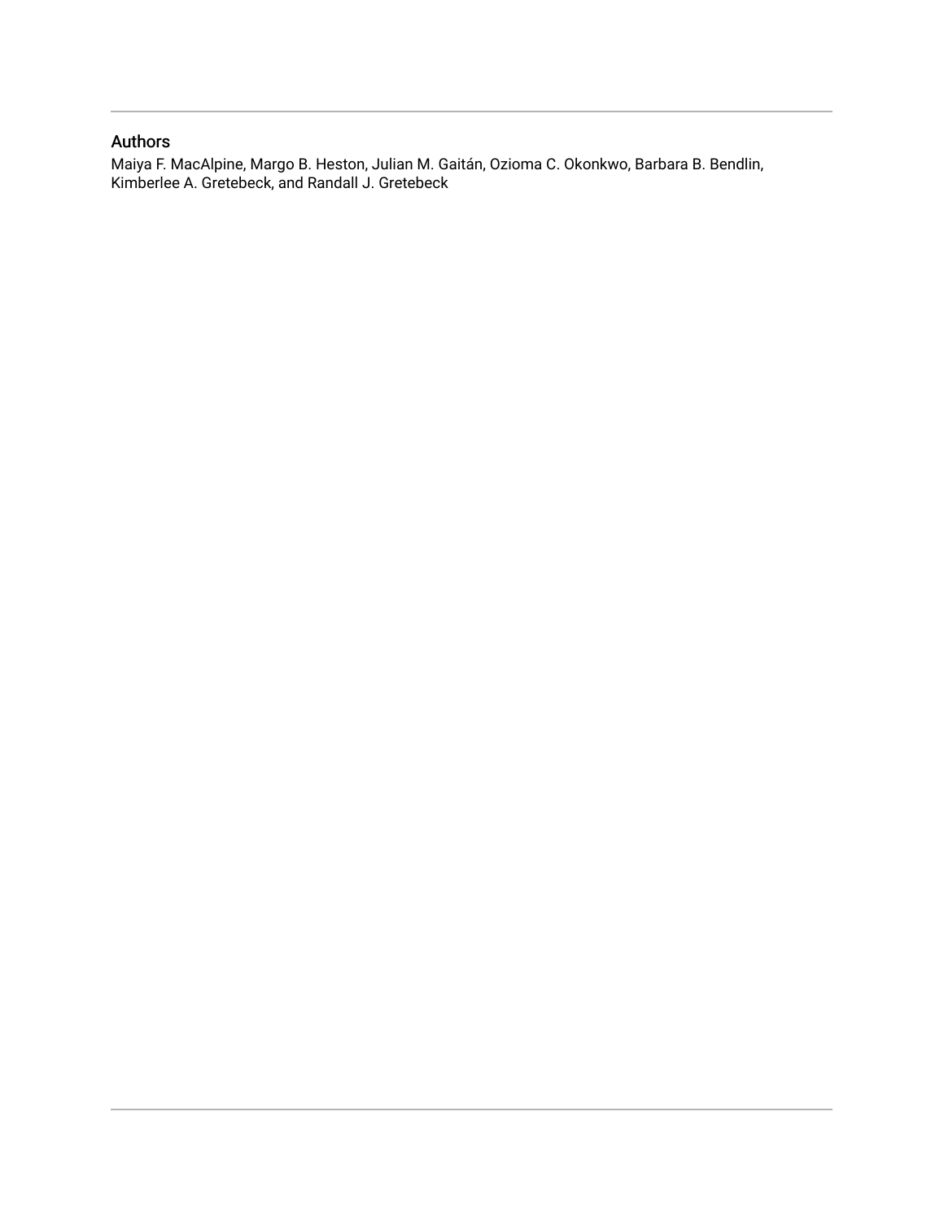## Authors

Maiya F. MacAlpine, Margo B. Heston, Julian M. Gaitán, Ozioma C. Okonkwo, Barbara B. Bendlin, Kimberlee A. Gretebeck, and Randall J. Gretebeck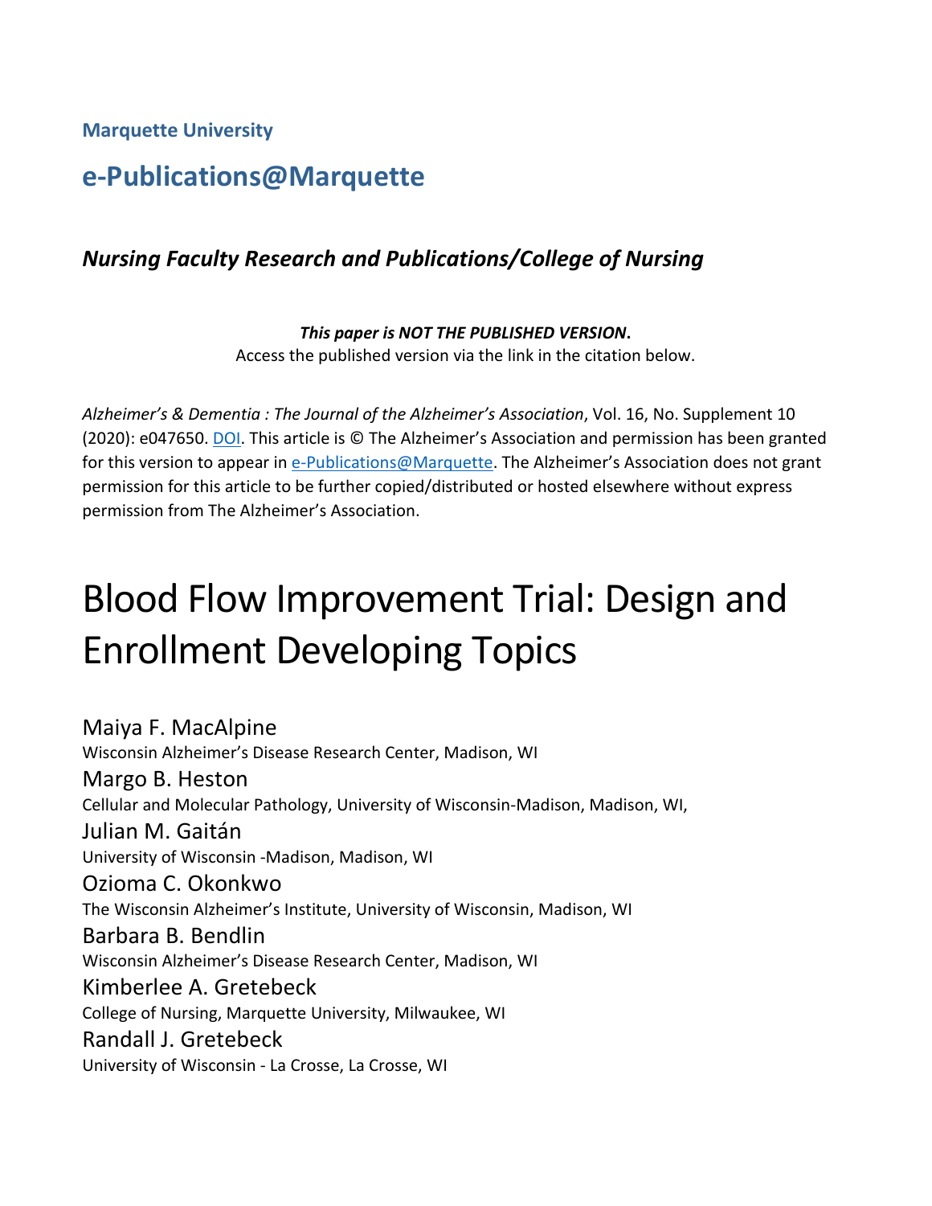**Marquette University**

## e-Publications@Marquette

### *Nursing Faculty Research and Publications/College of Nursing*

***This paper is NOT THE PUBLISHED VERSION*.**
Access the published version via the link in the citation below.

*Alzheimer's & Dementia : The Journal of the Alzheimer's Association*, Vol. 16, No. Supplement 10 (2020): e047650. DOI. This article is © The Alzheimer's Association and permission has been granted for this version to appear in e-Publications@Marquette. The Alzheimer's Association does not grant permission for this article to be further copied/distributed or hosted elsewhere without express permission from The Alzheimer's Association.

# Blood Flow Improvement Trial: Design and Enrollment Developing Topics

Maiya F. MacAlpine
Wisconsin Alzheimer's Disease Research Center, Madison, WI

Margo B. Heston
Cellular and Molecular Pathology, University of Wisconsin-Madison, Madison, WI,

Julian M. Gaitán
University of Wisconsin -Madison, Madison, WI

Ozioma C. Okonkwo
The Wisconsin Alzheimer's Institute, University of Wisconsin, Madison, WI

Barbara B. Bendlin
Wisconsin Alzheimer's Disease Research Center, Madison, WI

Kimberlee A. Gretebeck
College of Nursing, Marquette University, Milwaukee, WI

Randall J. Gretebeck
University of Wisconsin - La Crosse, La Crosse, WI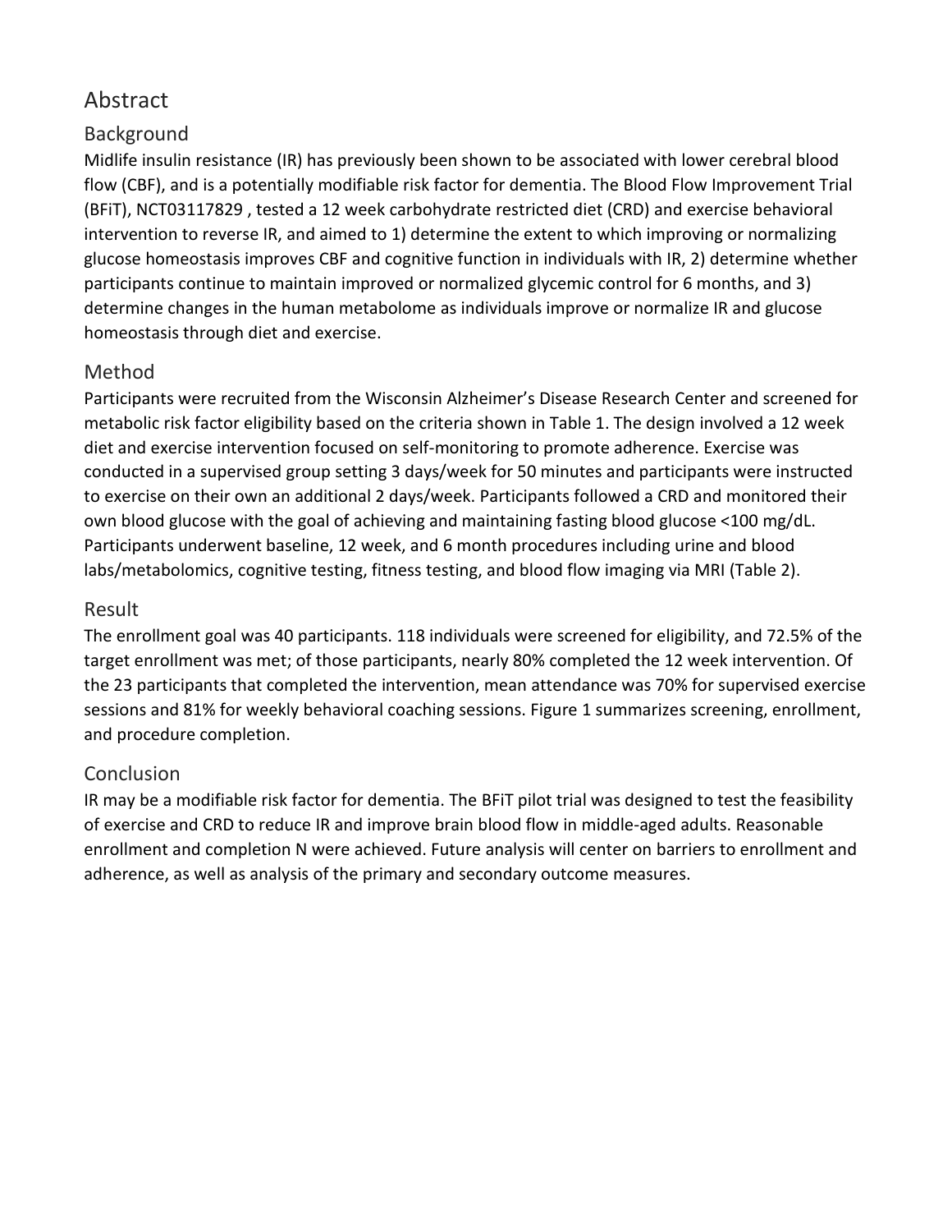## Abstract

### Background

Midlife insulin resistance (IR) has previously been shown to be associated with lower cerebral blood flow (CBF), and is a potentially modifiable risk factor for dementia. The Blood Flow Improvement Trial (BFiT), NCT03117829 , tested a 12 week carbohydrate restricted diet (CRD) and exercise behavioral intervention to reverse IR, and aimed to 1) determine the extent to which improving or normalizing glucose homeostasis improves CBF and cognitive function in individuals with IR, 2) determine whether participants continue to maintain improved or normalized glycemic control for 6 months, and 3) determine changes in the human metabolome as individuals improve or normalize IR and glucose homeostasis through diet and exercise.

### Method

Participants were recruited from the Wisconsin Alzheimer's Disease Research Center and screened for metabolic risk factor eligibility based on the criteria shown in Table 1. The design involved a 12 week diet and exercise intervention focused on self-monitoring to promote adherence. Exercise was conducted in a supervised group setting 3 days/week for 50 minutes and participants were instructed to exercise on their own an additional 2 days/week. Participants followed a CRD and monitored their own blood glucose with the goal of achieving and maintaining fasting blood glucose <100 mg/dL. Participants underwent baseline, 12 week, and 6 month procedures including urine and blood labs/metabolomics, cognitive testing, fitness testing, and blood flow imaging via MRI (Table 2).

### Result

The enrollment goal was 40 participants. 118 individuals were screened for eligibility, and 72.5% of the target enrollment was met; of those participants, nearly 80% completed the 12 week intervention. Of the 23 participants that completed the intervention, mean attendance was 70% for supervised exercise sessions and 81% for weekly behavioral coaching sessions. Figure 1 summarizes screening, enrollment, and procedure completion.

### Conclusion

IR may be a modifiable risk factor for dementia. The BFiT pilot trial was designed to test the feasibility of exercise and CRD to reduce IR and improve brain blood flow in middle-aged adults. Reasonable enrollment and completion N were achieved. Future analysis will center on barriers to enrollment and adherence, as well as analysis of the primary and secondary outcome measures.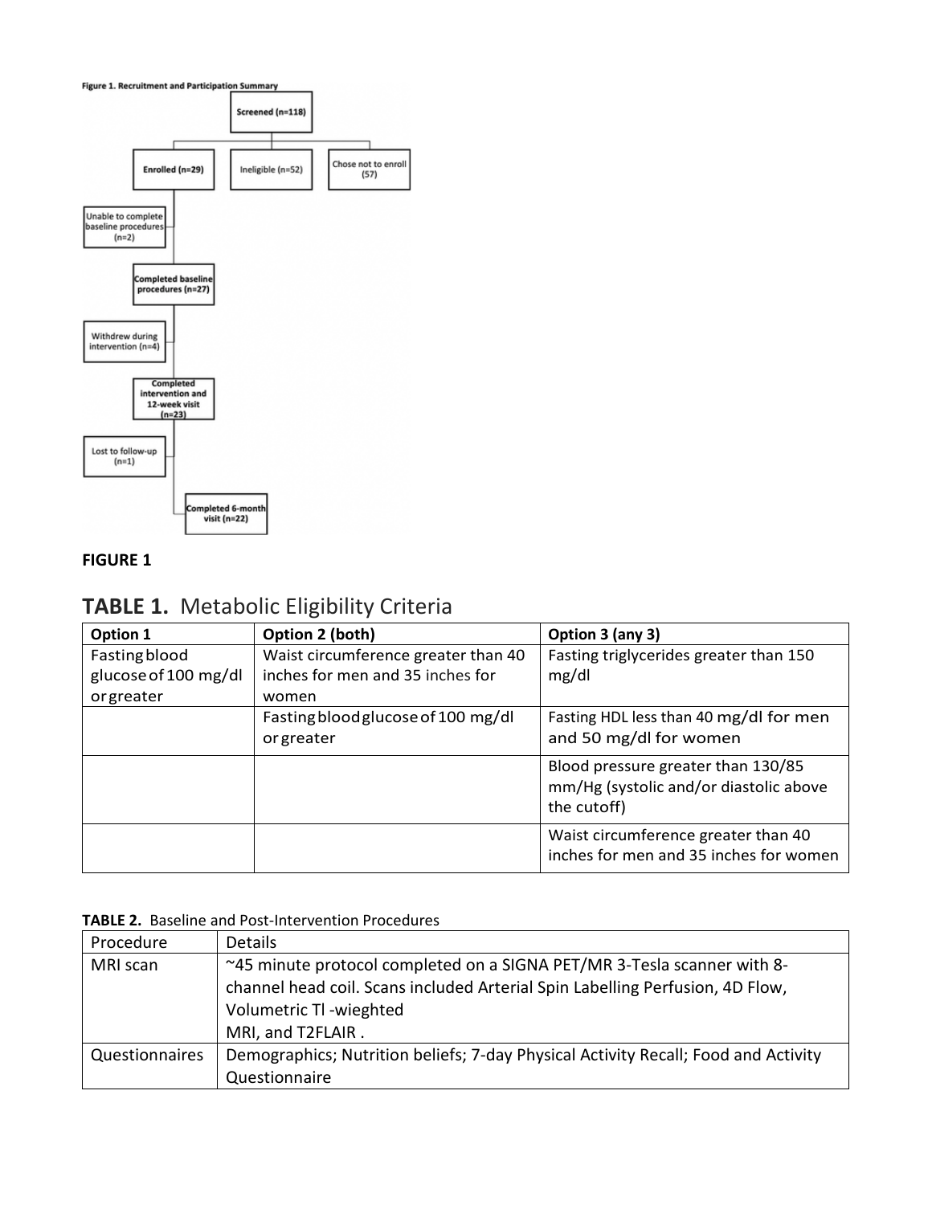**Figure 1. Recruitment and Participation Summary**

- Screened (n=118)
  - Enrolled (n=29)
  - Ineligible (n=52)
  - Chose not to enroll (57)
- Unable to complete baseline procedures (n=2)
- Completed baseline procedures (n=27)
- Withdrew during intervention (n=4)
- Completed intervention and 12-week visit (n=23)
- Lost to follow-up (n=1)
- Completed 6-month visit (n=22)

**FIGURE 1**

## TABLE 1. Metabolic Eligibility Criteria

| Option 1 | Option 2 (both) | Option 3 (any 3) |
|---|---|---|
| Fasting blood glucose of 100 mg/dl or greater | Waist circumference greater than 40 inches for men and 35 inches for women | Fasting triglycerides greater than 150 mg/dl |
| | Fasting blood glucose of 100 mg/dl or greater | Fasting HDL less than 40 mg/dl for men and 50 mg/dl for women |
| | | Blood pressure greater than 130/85 mm/Hg (systolic and/or diastolic above the cutoff) |
| | | Waist circumference greater than 40 inches for men and 35 inches for women |

**TABLE 2.** Baseline and Post-Intervention Procedures

| Procedure | Details |
|---|---|
| MRI scan | ~45 minute protocol completed on a SIGNA PET/MR 3-Tesla scanner with 8-channel head coil. Scans included Arterial Spin Labelling Perfusion, 4D Flow, Volumetric Tl -wieghted MRI, and T2FLAIR . |
| Questionnaires | Demographics; Nutrition beliefs; 7-day Physical Activity Recall; Food and Activity Questionnaire |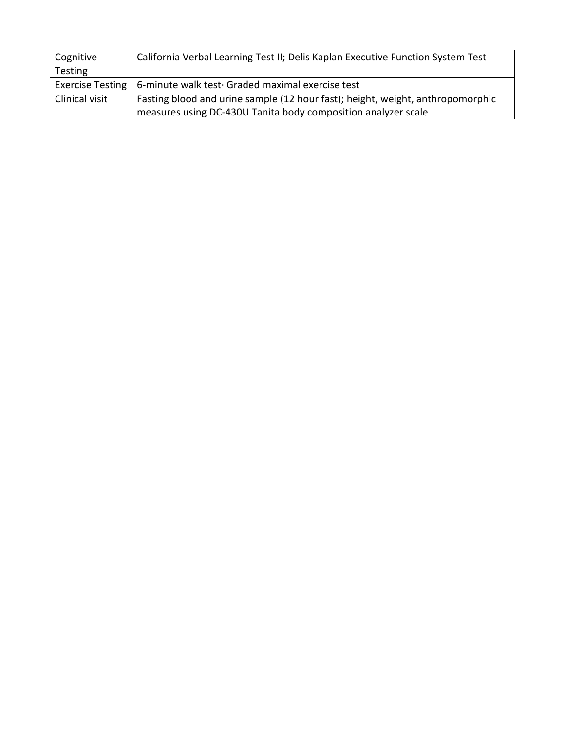| | |
|---|---|
| Cognitive Testing | California Verbal Learning Test II; Delis Kaplan Executive Function System Test |
| Exercise Testing | 6-minute walk test· Graded maximal exercise test |
| Clinical visit | Fasting blood and urine sample (12 hour fast); height, weight, anthropomorphic measures using DC-430U Tanita body composition analyzer scale |